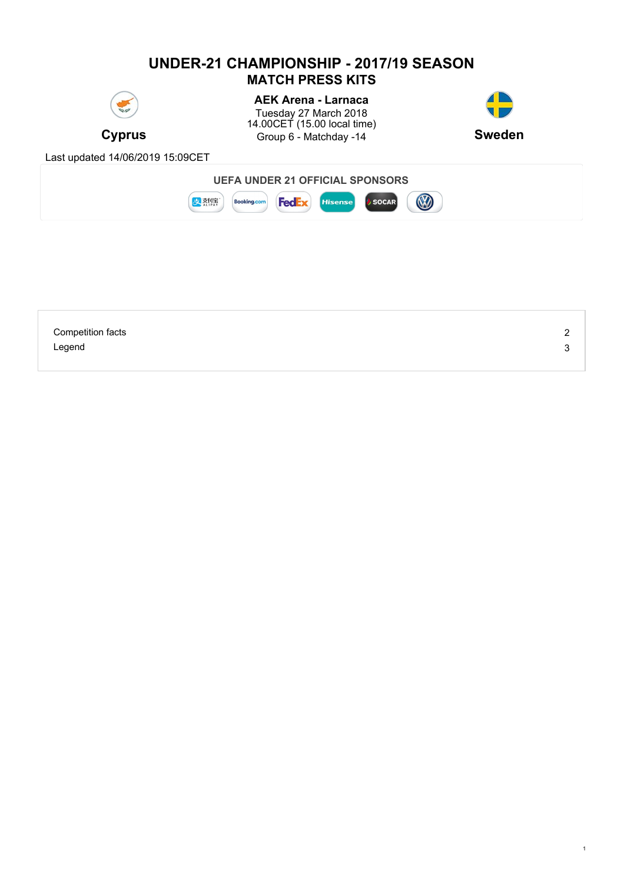# UNDER-21 CHAMPIONSHIP - 2017/19 SEASON
## MATCH PRESS KITS

**Cyprus**

**AEK Arena - Larnaca**
Tuesday 27 March 2018
14.00CET (15.00 local time)
Group 6 - Matchday -14

**Sweden**

Last updated 14/06/2019 15:09CET

**UEFA UNDER 21 OFFICIAL SPONSORS**

| | |
|---|---|
| Competition facts | 2 |
| Legend | 3 |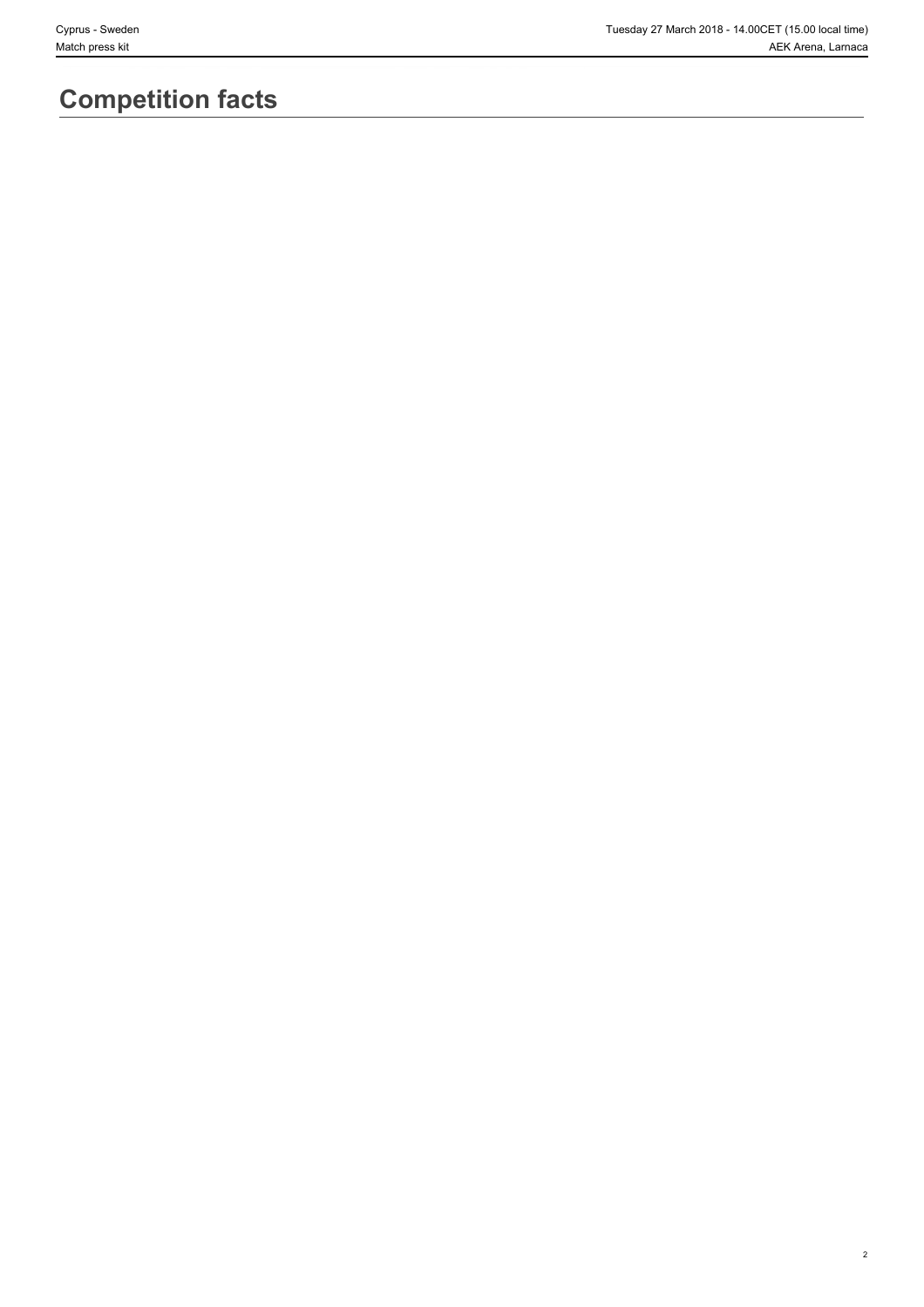# Competition facts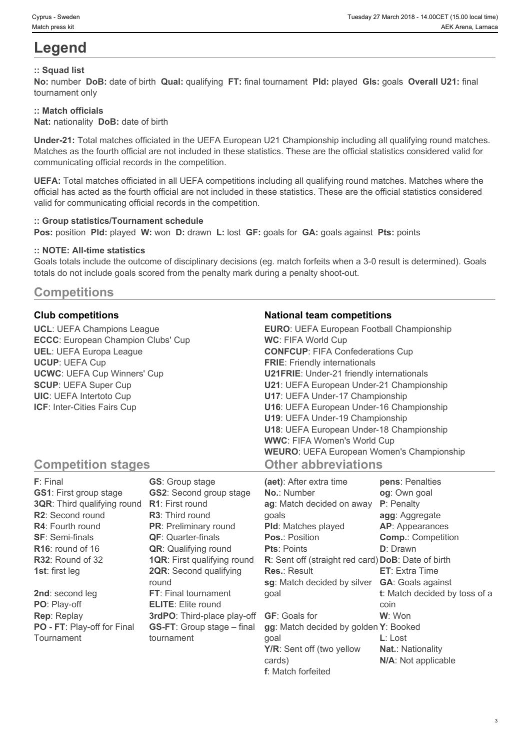# Legend

### :: Squad list

**No:** number **DoB:** date of birth **Qual:** qualifying **FT:** final tournament **Pld:** played **Gls:** goals **Overall U21:** final tournament only

### :: Match officials

**Nat:** nationality **DoB:** date of birth

**Under-21:** Total matches officiated in the UEFA European U21 Championship including all qualifying round matches. Matches as the fourth official are not included in these statistics. These are the official statistics considered valid for communicating official records in the competition.

**UEFA:** Total matches officiated in all UEFA competitions including all qualifying round matches. Matches where the official has acted as the fourth official are not included in these statistics. These are the official statistics considered valid for communicating official records in the competition.

### :: Group statistics/Tournament schedule

**Pos:** position **Pld:** played **W:** won **D:** drawn **L:** lost **GF:** goals for **GA:** goals against **Pts:** points

### :: NOTE: All-time statistics

Goals totals include the outcome of disciplinary decisions (eg. match forfeits when a 3-0 result is determined). Goals totals do not include goals scored from the penalty mark during a penalty shoot-out.

## Competitions

### Club competitions

**UCL**: UEFA Champions League
**ECCC**: European Champion Clubs' Cup
**UEL**: UEFA Europa League
**UCUP**: UEFA Cup
**UCWC**: UEFA Cup Winners' Cup
**SCUP**: UEFA Super Cup
**UIC**: UEFA Intertoto Cup
**ICF**: Inter-Cities Fairs Cup

### National team competitions

**EURO**: UEFA European Football Championship
**WC**: FIFA World Cup
**CONFCUP**: FIFA Confederations Cup
**FRIE**: Friendly internationals
**U21FRIE**: Under-21 friendly internationals
**U21**: UEFA European Under-21 Championship
**U17**: UEFA Under-17 Championship
**U16**: UEFA European Under-16 Championship
**U19**: UEFA Under-19 Championship
**U18**: UEFA European Under-18 Championship
**WWC**: FIFA Women's World Cup
**WEURO**: UEFA European Women's Championship

## Competition stages

**F**: Final
**GS1**: First group stage
**3QR**: Third qualifying round
**R2**: Second round
**R4**: Fourth round
**SF**: Semi-finals
**R16**: round of 16
**R32**: Round of 32
**1st**: first leg
**2nd**: second leg
**PO**: Play-off
**Rep**: Replay
**PO - FT**: Play-off for Final Tournament
**GS**: Group stage
**GS2**: Second group stage
**R1**: First round
**R3**: Third round
**PR**: Preliminary round
**QF**: Quarter-finals
**QR**: Qualifying round
**1QR**: First qualifying round
**2QR**: Second qualifying round
**FT**: Final tournament
**ELITE**: Elite round
**3rdPO**: Third-place play-off
**GS-FT**: Group stage – final tournament

## Other abbreviations

**(aet)**: After extra time
**No.**: Number
**ag**: Match decided on away goals
**Pld**: Matches played
**Pos.**: Position
**Pts**: Points
**R**: Sent off (straight red card)
**Res.**: Result
**sg**: Match decided by silver goal
**GF**: Goals for
**gg**: Match decided by golden goal
**Y/R**: Sent off (two yellow cards)
**f**: Match forfeited
**pens**: Penalties
**og**: Own goal
**P**: Penalty
**agg**: Aggregate
**AP**: Appearances
**Comp.**: Competition
**D**: Drawn
**DoB**: Date of birth
**ET**: Extra Time
**GA**: Goals against
**t**: Match decided by toss of a coin
**W**: Won
**Y**: Booked
**L**: Lost
**Nat.**: Nationality
**N/A**: Not applicable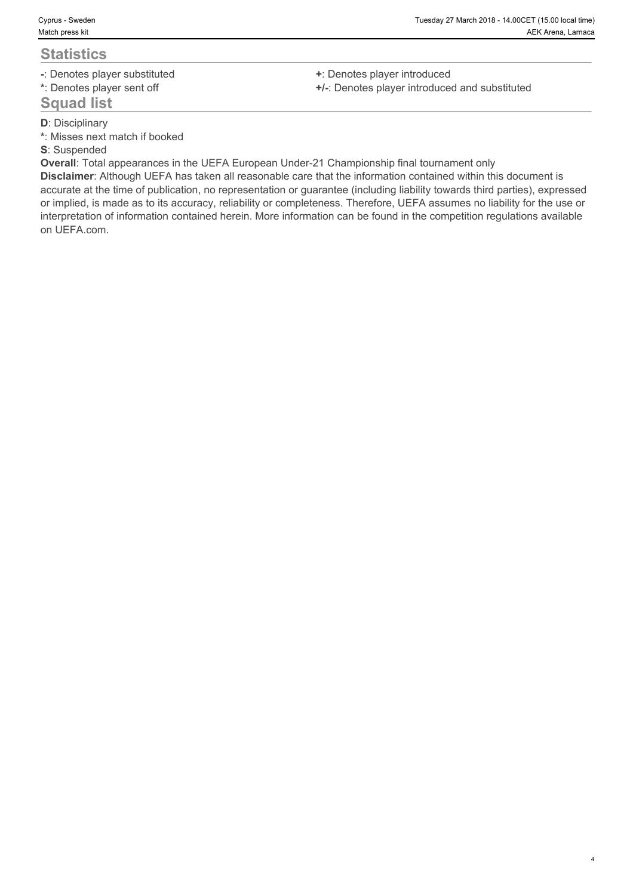## Statistics

**-**: Denotes player substituted
**+**: Denotes player introduced
**\***: Denotes player sent off
**+/-**: Denotes player introduced and substituted

## Squad list

**D**: Disciplinary
**\***: Misses next match if booked
**S**: Suspended

**Overall**: Total appearances in the UEFA European Under-21 Championship final tournament only

**Disclaimer**: Although UEFA has taken all reasonable care that the information contained within this document is accurate at the time of publication, no representation or guarantee (including liability towards third parties), expressed or implied, is made as to its accuracy, reliability or completeness. Therefore, UEFA assumes no liability for the use or interpretation of information contained herein. More information can be found in the competition regulations available on UEFA.com.